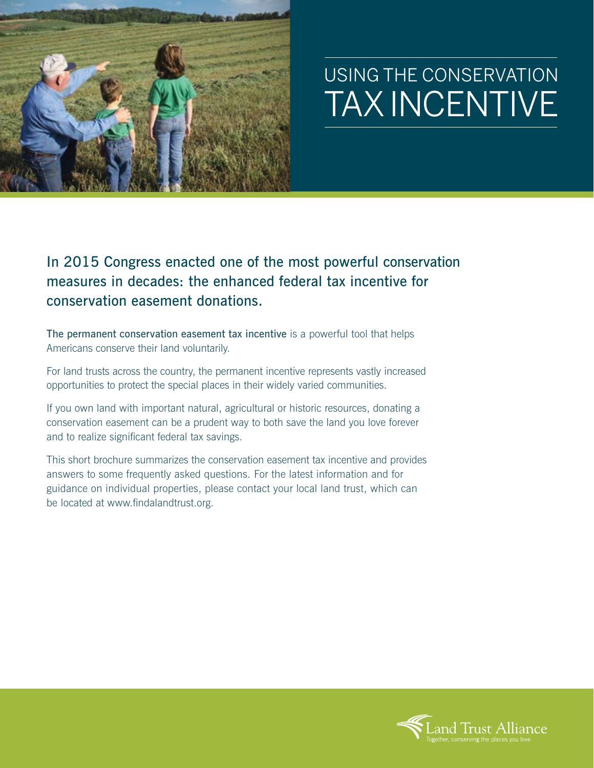# USING THE CONSERVATION TAX INCENTIVE

## In 2015 Congress enacted one of the most powerful conservation measures in decades: the enhanced federal tax incentive for conservation easement donations.

**The permanent conservation easement tax incentive** is a powerful tool that helps Americans conserve their land voluntarily.

For land trusts across the country, the permanent incentive represents vastly increased opportunities to protect the special places in their widely varied communities.

If you own land with important natural, agricultural or historic resources, donating a conservation easement can be a prudent way to both save the land you love forever and to realize significant federal tax savings.

This short brochure summarizes the conservation easement tax incentive and provides answers to some frequently asked questions. For the latest information and for guidance on individual properties, please contact your local land trust, which can be located at www.findalandtrust.org.

Land Trust Alliance
Together, conserving the places you love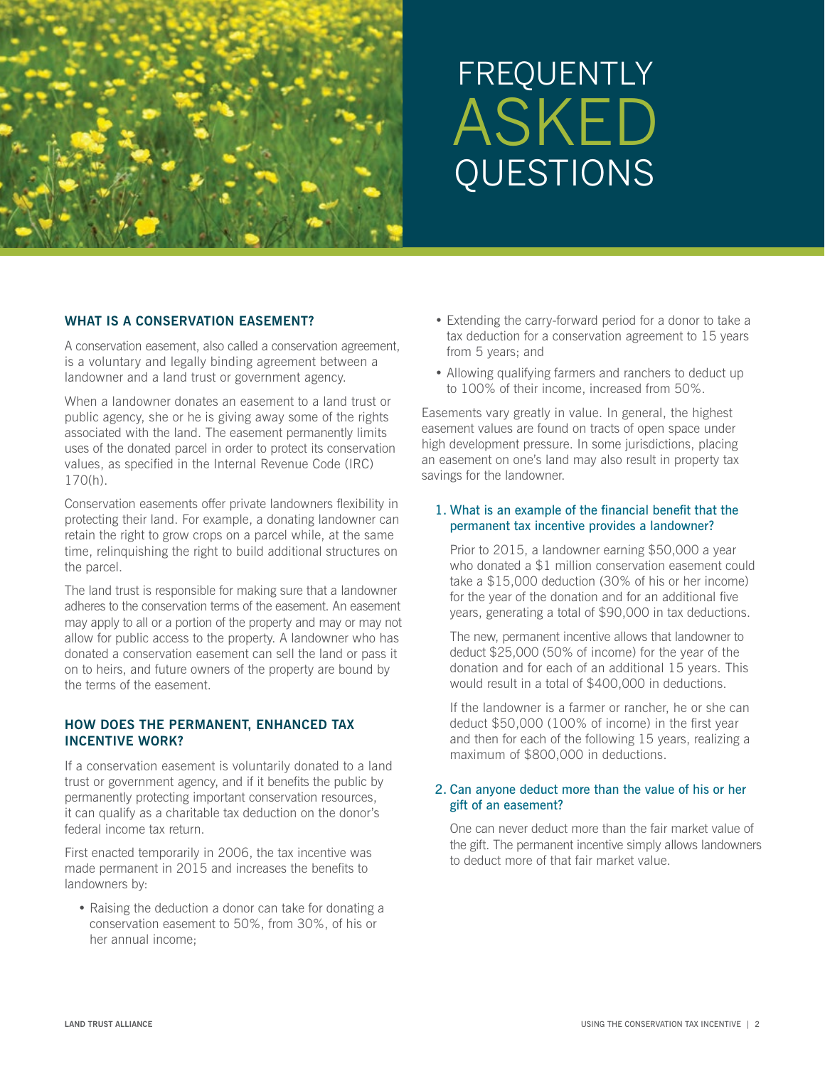# FREQUENTLY ASKED QUESTIONS

## WHAT IS A CONSERVATION EASEMENT?

A conservation easement, also called a conservation agreement, is a voluntary and legally binding agreement between a landowner and a land trust or government agency.

When a landowner donates an easement to a land trust or public agency, she or he is giving away some of the rights associated with the land. The easement permanently limits uses of the donated parcel in order to protect its conservation values, as specified in the Internal Revenue Code (IRC) 170(h).

Conservation easements offer private landowners flexibility in protecting their land. For example, a donating landowner can retain the right to grow crops on a parcel while, at the same time, relinquishing the right to build additional structures on the parcel.

The land trust is responsible for making sure that a landowner adheres to the conservation terms of the easement. An easement may apply to all or a portion of the property and may or may not allow for public access to the property. A landowner who has donated a conservation easement can sell the land or pass it on to heirs, and future owners of the property are bound by the terms of the easement.

## HOW DOES THE PERMANENT, ENHANCED TAX INCENTIVE WORK?

If a conservation easement is voluntarily donated to a land trust or government agency, and if it benefits the public by permanently protecting important conservation resources, it can qualify as a charitable tax deduction on the donor's federal income tax return.

First enacted temporarily in 2006, the tax incentive was made permanent in 2015 and increases the benefits to landowners by:

- Raising the deduction a donor can take for donating a conservation easement to 50%, from 30%, of his or her annual income;
- Extending the carry-forward period for a donor to take a tax deduction for a conservation agreement to 15 years from 5 years; and
- Allowing qualifying farmers and ranchers to deduct up to 100% of their income, increased from 50%.

Easements vary greatly in value. In general, the highest easement values are found on tracts of open space under high development pressure. In some jurisdictions, placing an easement on one's land may also result in property tax savings for the landowner.

### 1. What is an example of the financial benefit that the permanent tax incentive provides a landowner?

Prior to 2015, a landowner earning $50,000 a year who donated a $1 million conservation easement could take a $15,000 deduction (30% of his or her income) for the year of the donation and for an additional five years, generating a total of $90,000 in tax deductions.

The new, permanent incentive allows that landowner to deduct $25,000 (50% of income) for the year of the donation and for each of an additional 15 years. This would result in a total of $400,000 in deductions.

If the landowner is a farmer or rancher, he or she can deduct $50,000 (100% of income) in the first year and then for each of the following 15 years, realizing a maximum of $800,000 in deductions.

### 2. Can anyone deduct more than the value of his or her gift of an easement?

One can never deduct more than the fair market value of the gift. The permanent incentive simply allows landowners to deduct more of that fair market value.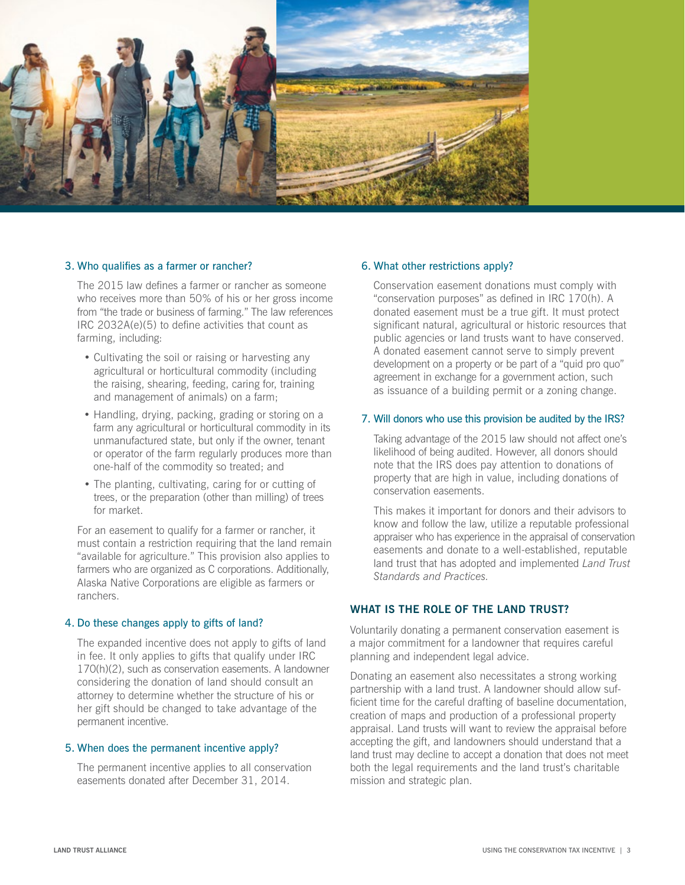### 3. Who qualifies as a farmer or rancher?

The 2015 law defines a farmer or rancher as someone who receives more than 50% of his or her gross income from "the trade or business of farming." The law references IRC 2032A(e)(5) to define activities that count as farming, including:

- Cultivating the soil or raising or harvesting any agricultural or horticultural commodity (including the raising, shearing, feeding, caring for, training and management of animals) on a farm;
- Handling, drying, packing, grading or storing on a farm any agricultural or horticultural commodity in its unmanufactured state, but only if the owner, tenant or operator of the farm regularly produces more than one-half of the commodity so treated; and
- The planting, cultivating, caring for or cutting of trees, or the preparation (other than milling) of trees for market.

For an easement to qualify for a farmer or rancher, it must contain a restriction requiring that the land remain "available for agriculture." This provision also applies to farmers who are organized as C corporations. Additionally, Alaska Native Corporations are eligible as farmers or ranchers.

### 4. Do these changes apply to gifts of land?

The expanded incentive does not apply to gifts of land in fee. It only applies to gifts that qualify under IRC 170(h)(2), such as conservation easements. A landowner considering the donation of land should consult an attorney to determine whether the structure of his or her gift should be changed to take advantage of the permanent incentive.

### 5. When does the permanent incentive apply?

The permanent incentive applies to all conservation easements donated after December 31, 2014.

### 6. What other restrictions apply?

Conservation easement donations must comply with "conservation purposes" as defined in IRC 170(h). A donated easement must be a true gift. It must protect significant natural, agricultural or historic resources that public agencies or land trusts want to have conserved. A donated easement cannot serve to simply prevent development on a property or be part of a "quid pro quo" agreement in exchange for a government action, such as issuance of a building permit or a zoning change.

### 7. Will donors who use this provision be audited by the IRS?

Taking advantage of the 2015 law should not affect one's likelihood of being audited. However, all donors should note that the IRS does pay attention to donations of property that are high in value, including donations of conservation easements.

This makes it important for donors and their advisors to know and follow the law, utilize a reputable professional appraiser who has experience in the appraisal of conservation easements and donate to a well-established, reputable land trust that has adopted and implemented *Land Trust Standards and Practices*.

## WHAT IS THE ROLE OF THE LAND TRUST?

Voluntarily donating a permanent conservation easement is a major commitment for a landowner that requires careful planning and independent legal advice.

Donating an easement also necessitates a strong working partnership with a land trust. A landowner should allow sufficient time for the careful drafting of baseline documentation, creation of maps and production of a professional property appraisal. Land trusts will want to review the appraisal before accepting the gift, and landowners should understand that a land trust may decline to accept a donation that does not meet both the legal requirements and the land trust's charitable mission and strategic plan.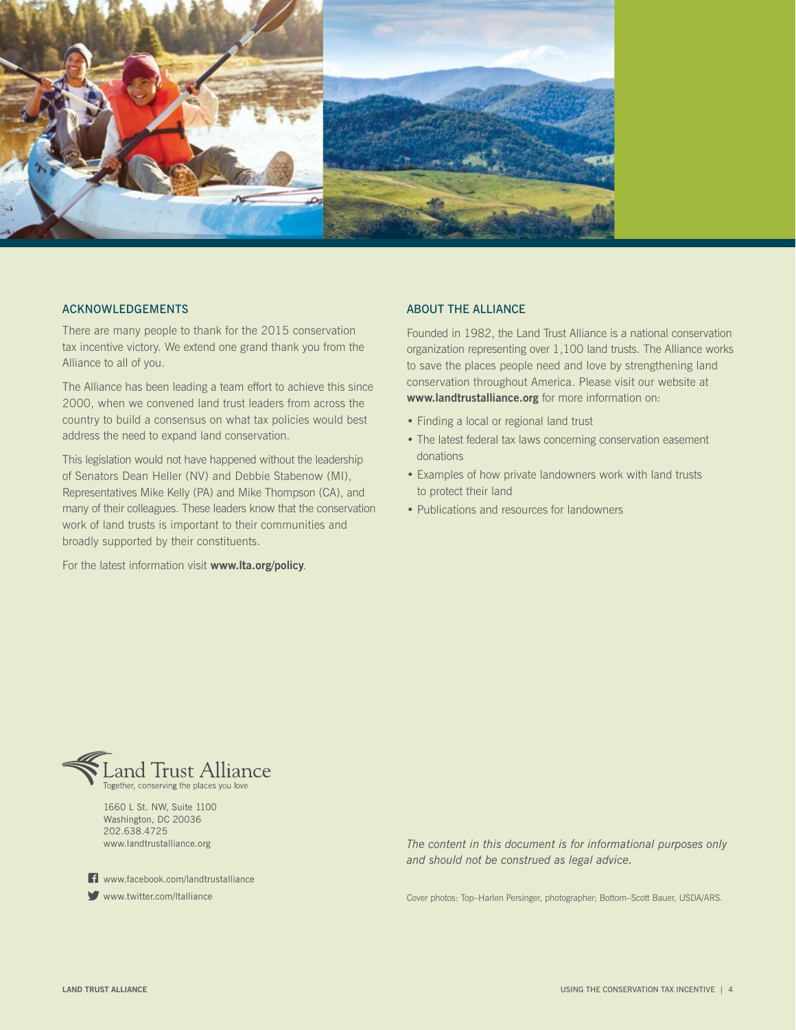## ACKNOWLEDGEMENTS

There are many people to thank for the 2015 conservation tax incentive victory. We extend one grand thank you from the Alliance to all of you.

The Alliance has been leading a team effort to achieve this since 2000, when we convened land trust leaders from across the country to build a consensus on what tax policies would best address the need to expand land conservation.

This legislation would not have happened without the leadership of Senators Dean Heller (NV) and Debbie Stabenow (MI), Representatives Mike Kelly (PA) and Mike Thompson (CA), and many of their colleagues. These leaders know that the conservation work of land trusts is important to their communities and broadly supported by their constituents.

For the latest information visit **www.lta.org/policy**.

## ABOUT THE ALLIANCE

Founded in 1982, the Land Trust Alliance is a national conservation organization representing over 1,100 land trusts. The Alliance works to save the places people need and love by strengthening land conservation throughout America. Please visit our website at **www.landtrustalliance.org** for more information on:

- Finding a local or regional land trust
- The latest federal tax laws concerning conservation easement donations
- Examples of how private landowners work with land trusts to protect their land
- Publications and resources for landowners

Land Trust Alliance
Together, conserving the places you love

1660 L St. NW, Suite 1100
Washington, DC 20036
202.638.4725
www.landtrustalliance.org

www.facebook.com/landtrustalliance
www.twitter.com/ltalliance

*The content in this document is for informational purposes only and should not be construed as legal advice.*

Cover photos: Top–Harlen Persinger, photographer; Bottom–Scott Bauer, USDA/ARS.